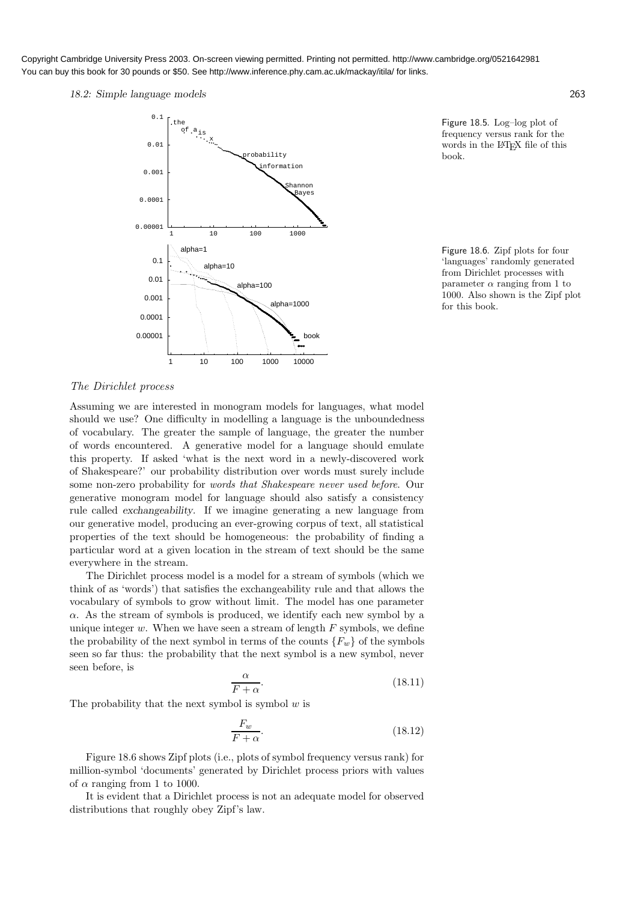Figure 18.5. Log–log plot of frequency versus rank for the words in the LaTeX file of this book.

Figure 18.6. Zipf plots for four 'languages' randomly generated from Dirichlet processes with parameter $\alpha$ ranging from 1 to 1000. Also shown is the Zipf plot for this book.

### *The Dirichlet process*

Assuming we are interested in monogram models for languages, what model should we use? One difficulty in modelling a language is the unboundedness of vocabulary. The greater the sample of language, the greater the number of words encountered. A generative model for a language should emulate this property. If asked 'what is the next word in a newly-discovered work of Shakespeare?' our probability distribution over words must surely include some non-zero probability for *words that Shakespeare never used before*. Our generative monogram model for language should also satisfy a consistency rule called *exchangeability*. If we imagine generating a new language from our generative model, producing an ever-growing corpus of text, all statistical properties of the text should be homogeneous: the probability of finding a particular word at a given location in the stream of text should be the same everywhere in the stream.

The Dirichlet process model is a model for a stream of symbols (which we think of as 'words') that satisfies the exchangeability rule and that allows the vocabulary of symbols to grow without limit. The model has one parameter $\alpha$. As the stream of symbols is produced, we identify each new symbol by a unique integer $w$. When we have seen a stream of length $F$ symbols, we define the probability of the next symbol in terms of the counts $\{F_w\}$ of the symbols seen so far thus: the probability that the next symbol is a new symbol, never seen before, is

$$\frac{\alpha}{F + \alpha}. \tag{18.11}$$

The probability that the next symbol is symbol $w$ is

$$\frac{F_w}{F + \alpha}. \tag{18.12}$$

Figure 18.6 shows Zipf plots (i.e., plots of symbol frequency versus rank) for million-symbol 'documents' generated by Dirichlet process priors with values of $\alpha$ ranging from 1 to 1000.

It is evident that a Dirichlet process is not an adequate model for observed distributions that roughly obey Zipf's law.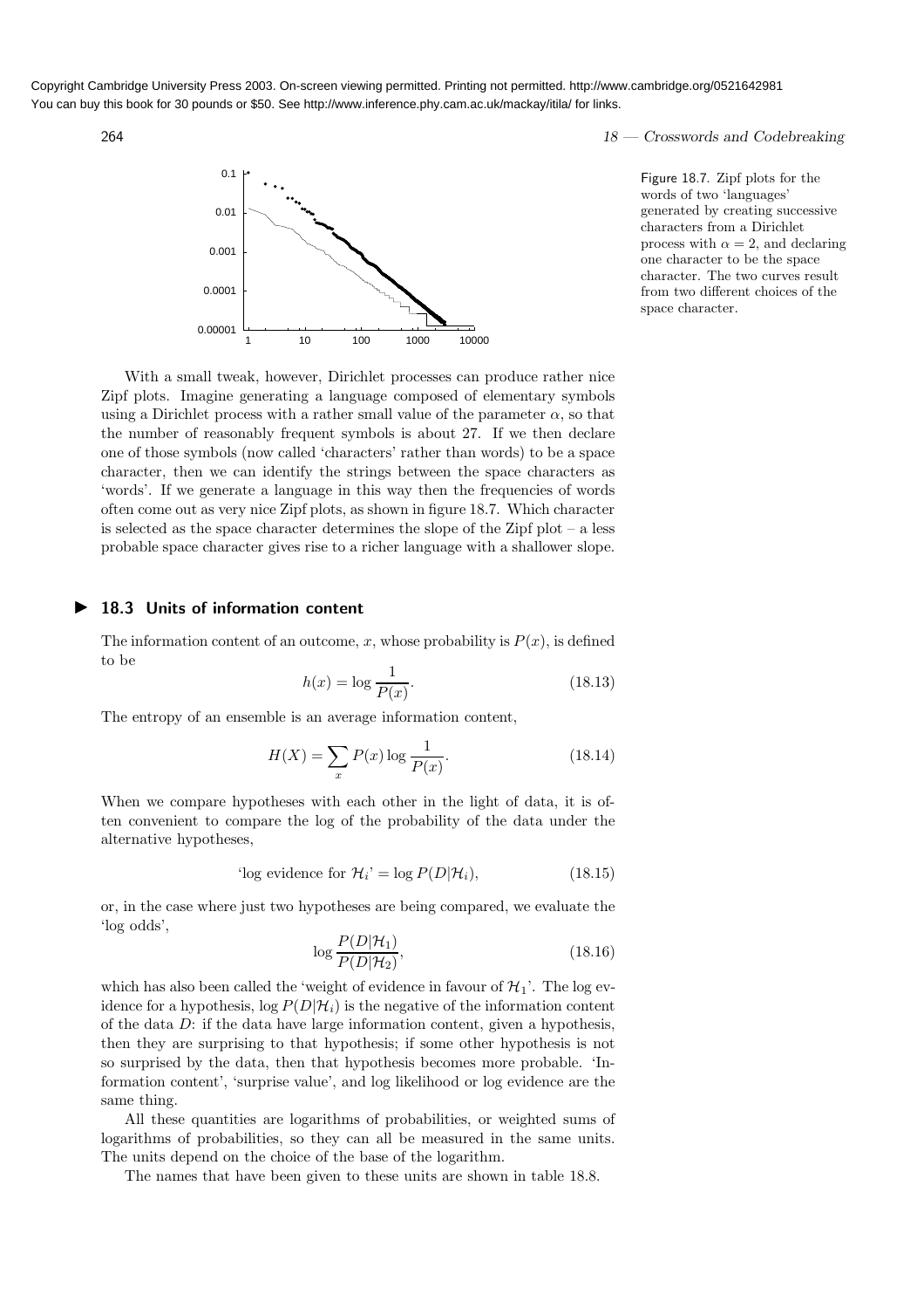0.1

0.01

0.001

0.0001

0.00001

1 10 100 1000 10000

Figure 18.7. Zipf plots for the words of two 'languages' generated by creating successive characters from a Dirichlet process with $\alpha = 2$, and declaring one character to be the space character. The two curves result from two different choices of the space character.

With a small tweak, however, Dirichlet processes can produce rather nice Zipf plots. Imagine generating a language composed of elementary symbols using a Dirichlet process with a rather small value of the parameter $\alpha$, so that the number of reasonably frequent symbols is about 27. If we then declare one of those symbols (now called 'characters' rather than words) to be a space character, then we can identify the strings between the space characters as 'words'. If we generate a language in this way then the frequencies of words often come out as very nice Zipf plots, as shown in figure 18.7. Which character is selected as the space character determines the slope of the Zipf plot – a less probable space character gives rise to a richer language with a shallower slope.

## 18.3 Units of information content

The information content of an outcome, $x$, whose probability is $P(x)$, is defined to be

$$h(x) = \log \frac{1}{P(x)}. \tag{18.13}$$

The entropy of an ensemble is an average information content,

$$H(X) = \sum_x P(x) \log \frac{1}{P(x)}. \tag{18.14}$$

When we compare hypotheses with each other in the light of data, it is often convenient to compare the log of the probability of the data under the alternative hypotheses,

$$\text{'log evidence for } \mathcal{H}_i\text{'} = \log P(D|\mathcal{H}_i), \tag{18.15}$$

or, in the case where just two hypotheses are being compared, we evaluate the 'log odds',

$$\log \frac{P(D|\mathcal{H}_1)}{P(D|\mathcal{H}_2)}, \tag{18.16}$$

which has also been called the 'weight of evidence in favour of $\mathcal{H}_1$'. The log evidence for a hypothesis, $\log P(D|\mathcal{H}_i)$ is the negative of the information content of the data $D$: if the data have large information content, given a hypothesis, then they are surprising to that hypothesis; if some other hypothesis is not so surprised by the data, then that hypothesis becomes more probable. 'Information content', 'surprise value', and log likelihood or log evidence are the same thing.

All these quantities are logarithms of probabilities, or weighted sums of logarithms of probabilities, so they can all be measured in the same units. The units depend on the choice of the base of the logarithm.

The names that have been given to these units are shown in table 18.8.